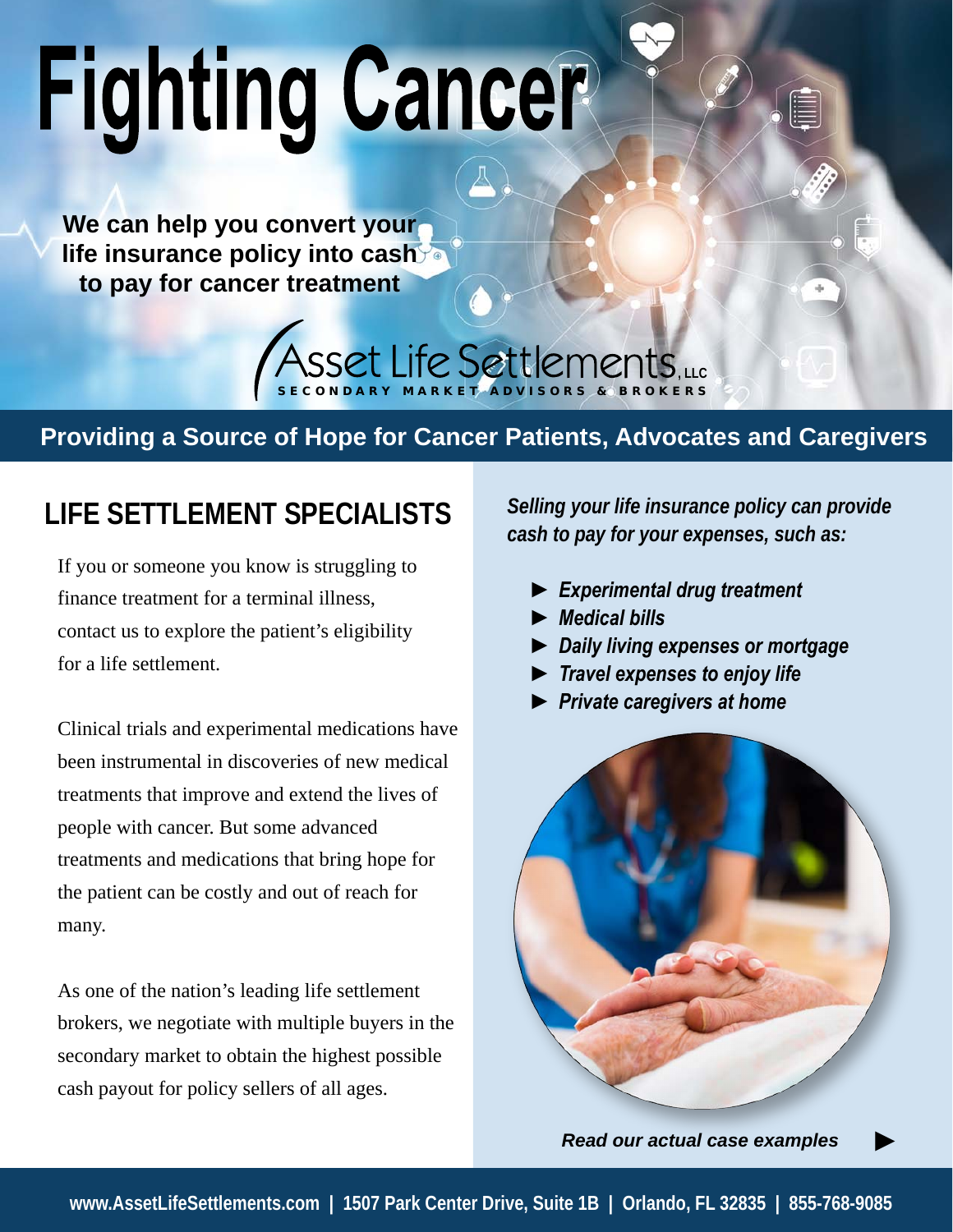# Fighting Cancer

**We can help you convert your life insurance policy into cash to pay for cancer treatment**

Asset Life Settlements, LLC
SECONDARY MARKET ADVISORS & BROKERS

**Providing a Source of Hope for Cancer Patients, Advocates and Caregivers**

## LIFE SETTLEMENT SPECIALISTS

If you or someone you know is struggling to finance treatment for a terminal illness, contact us to explore the patient's eligibility for a life settlement.

Clinical trials and experimental medications have been instrumental in discoveries of new medical treatments that improve and extend the lives of people with cancer. But some advanced treatments and medications that bring hope for the patient can be costly and out of reach for many.

As one of the nation's leading life settlement brokers, we negotiate with multiple buyers in the secondary market to obtain the highest possible cash payout for policy sellers of all ages.

***Selling your life insurance policy can provide cash to pay for your expenses, such as:***

- ***Experimental drug treatment***
- ***Medical bills***
- ***Daily living expenses or mortgage***
- ***Travel expenses to enjoy life***
- ***Private caregivers at home***

***Read our actual case examples*** ▶

**www.AssetLifeSettlements.com | 1507 Park Center Drive, Suite 1B | Orlando, FL 32835 | 855-768-9085**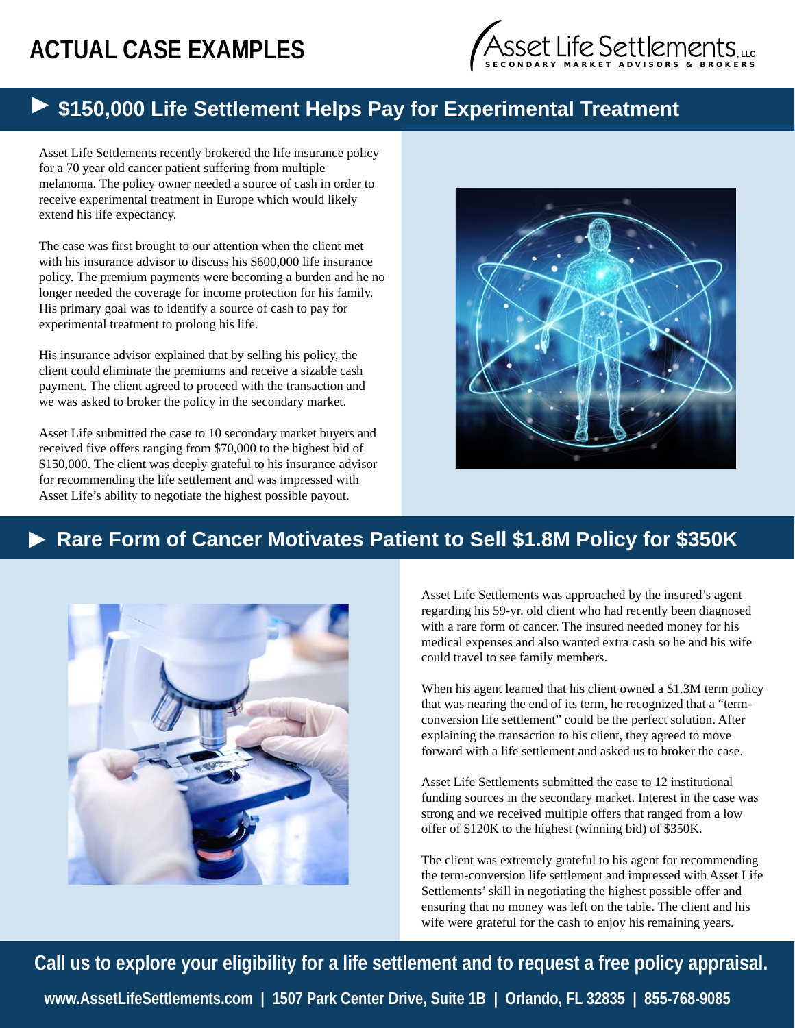# ACTUAL CASE EXAMPLES

Asset Life Settlements, LLC
SECONDARY MARKET ADVISORS & BROKERS

## ▶ $150,000 Life Settlement Helps Pay for Experimental Treatment

Asset Life Settlements recently brokered the life insurance policy for a 70 year old cancer patient suffering from multiple melanoma. The policy owner needed a source of cash in order to receive experimental treatment in Europe which would likely extend his life expectancy.

The case was first brought to our attention when the client met with his insurance advisor to discuss his $600,000 life insurance policy. The premium payments were becoming a burden and he no longer needed the coverage for income protection for his family. His primary goal was to identify a source of cash to pay for experimental treatment to prolong his life.

His insurance advisor explained that by selling his policy, the client could eliminate the premiums and receive a sizable cash payment. The client agreed to proceed with the transaction and we was asked to broker the policy in the secondary market.

Asset Life submitted the case to 10 secondary market buyers and received five offers ranging from $70,000 to the highest bid of $150,000. The client was deeply grateful to his insurance advisor for recommending the life settlement and was impressed with Asset Life's ability to negotiate the highest possible payout.

## ▶ Rare Form of Cancer Motivates Patient to Sell $1.8M Policy for $350K

Asset Life Settlements was approached by the insured's agent regarding his 59-yr. old client who had recently been diagnosed with a rare form of cancer. The insured needed money for his medical expenses and also wanted extra cash so he and his wife could travel to see family members.

When his agent learned that his client owned a $1.3M term policy that was nearing the end of its term, he recognized that a "term-conversion life settlement" could be the perfect solution. After explaining the transaction to his client, they agreed to move forward with a life settlement and asked us to broker the case.

Asset Life Settlements submitted the case to 12 institutional funding sources in the secondary market. Interest in the case was strong and we received multiple offers that ranged from a low offer of $120K to the highest (winning bid) of $350K.

The client was extremely grateful to his agent for recommending the term-conversion life settlement and impressed with Asset Life Settlements' skill in negotiating the highest possible offer and ensuring that no money was left on the table. The client and his wife were grateful for the cash to enjoy his remaining years.

**Call us to explore your eligibility for a life settlement and to request a free policy appraisal.**

**www.AssetLifeSettlements.com | 1507 Park Center Drive, Suite 1B | Orlando, FL 32835 | 855-768-9085**